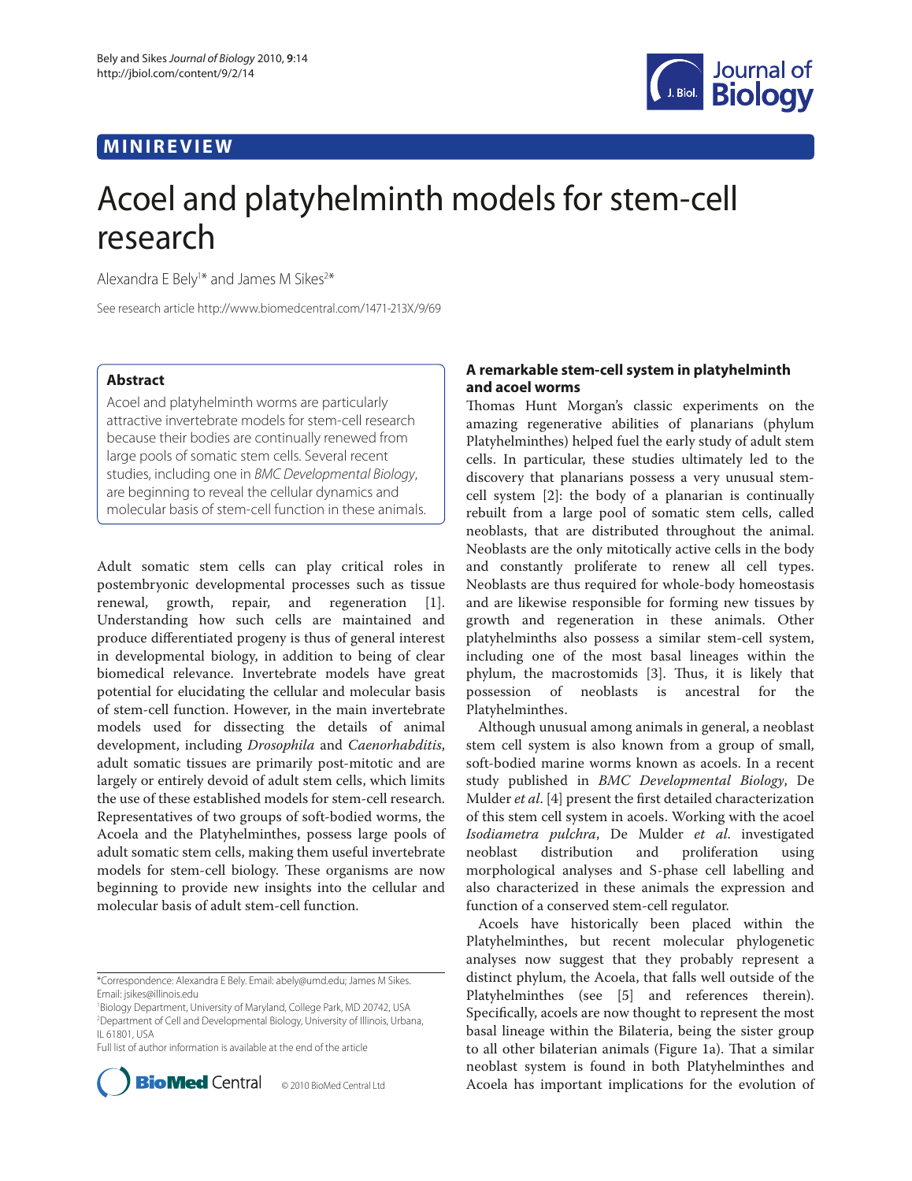MINIREVIEW

# Acoel and platyhelminth models for stem-cell research

Alexandra E Bely[1]* and James M Sikes[2]*

See research article http://www.biomedcentral.com/1471-213X/9/69

## Abstract

Acoel and platyhelminth worms are particularly attractive invertebrate models for stem-cell research because their bodies are continually renewed from large pools of somatic stem cells. Several recent studies, including one in *BMC Developmental Biology*, are beginning to reveal the cellular dynamics and molecular basis of stem-cell function in these animals.

Adult somatic stem cells can play critical roles in postembryonic developmental processes such as tissue renewal, growth, repair, and regeneration [1]. Understanding how such cells are maintained and produce differentiated progeny is thus of general interest in developmental biology, in addition to being of clear biomedical relevance. Invertebrate models have great potential for elucidating the cellular and molecular basis of stem-cell function. However, in the main invertebrate models used for dissecting the details of animal development, including *Drosophila* and *Caenorhabditis*, adult somatic tissues are primarily post-mitotic and are largely or entirely devoid of adult stem cells, which limits the use of these established models for stem-cell research. Representatives of two groups of soft-bodied worms, the Acoela and the Platyhelminthes, possess large pools of adult somatic stem cells, making them useful invertebrate models for stem-cell biology. These organisms are now beginning to provide new insights into the cellular and molecular basis of adult stem-cell function.

*Correspondence: Alexandra E Bely. Email: abely@umd.edu; James M Sikes. Email: jsikes@illinois.edu

[1]Biology Department, University of Maryland, College Park, MD 20742, USA

[2]Department of Cell and Developmental Biology, University of Illinois, Urbana, IL 61801, USA

Full list of author information is available at the end of the article

© 2010 BioMed Central Ltd

## A remarkable stem-cell system in platyhelminth and acoel worms

Thomas Hunt Morgan's classic experiments on the amazing regenerative abilities of planarians (phylum Platyhelminthes) helped fuel the early study of adult stem cells. In particular, these studies ultimately led to the discovery that planarians possess a very unusual stem-cell system [2]: the body of a planarian is continually rebuilt from a large pool of somatic stem cells, called neoblasts, that are distributed throughout the animal. Neoblasts are the only mitotically active cells in the body and constantly proliferate to renew all cell types. Neoblasts are thus required for whole-body homeostasis and are likewise responsible for forming new tissues by growth and regeneration in these animals. Other platyhelminths also possess a similar stem-cell system, including one of the most basal lineages within the phylum, the macrostomids [3]. Thus, it is likely that possession of neoblasts is ancestral for the Platyhelminthes.

Although unusual among animals in general, a neoblast stem cell system is also known from a group of small, soft-bodied marine worms known as acoels. In a recent study published in *BMC Developmental Biology*, De Mulder *et al*. [4] present the first detailed characterization of this stem cell system in acoels. Working with the acoel *Isodiametra pulchra*, De Mulder *et al*. investigated neoblast distribution and proliferation using morphological analyses and S-phase cell labelling and also characterized in these animals the expression and function of a conserved stem-cell regulator.

Acoels have historically been placed within the Platyhelminthes, but recent molecular phylogenetic analyses now suggest that they probably represent a distinct phylum, the Acoela, that falls well outside of the Platyhelminthes (see [5] and references therein). Specifically, acoels are now thought to represent the most basal lineage within the Bilateria, being the sister group to all other bilaterian animals (Figure 1a). That a similar neoblast system is found in both Platyhelminthes and Acoela has important implications for the evolution of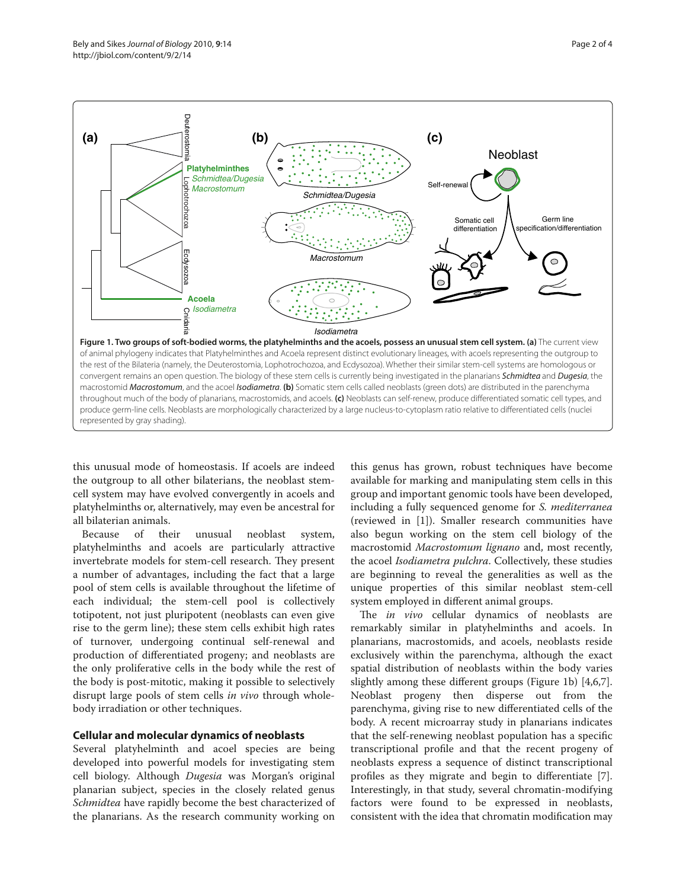(a)

Deuterostomia

Platyhelminthes

*Schmidtea/Dugesia*

*Macrostomum*

Lophotrochozoa

Ecdysozoa

Acoela

*Isodiametra*

Cnidaria

(b)

*Schmidtea/Dugesia*

*Macrostomum*

*Isodiametra*

(c)

Neoblast

Self-renewal

Somatic cell differentiation

Germ line specification/differentiation

**Figure 1. Two groups of soft-bodied worms, the platyhelminths and the acoels, possess an unusual stem cell system. (a)** The current view of animal phylogeny indicates that Platyhelminthes and Acoela represent distinct evolutionary lineages, with acoels representing the outgroup to the rest of the Bilateria (namely, the Deuterostomia, Lophotrochozoa, and Ecdysozoa). Whether their similar stem-cell systems are homologous or convergent remains an open question. The biology of these stem cells is currently being investigated in the planarians *Schmidtea* and *Dugesia*, the macrostomid *Macrostomum*, and the acoel *Isodiametra*. **(b)** Somatic stem cells called neoblasts (green dots) are distributed in the parenchyma throughout much of the body of planarians, macrostomids, and acoels. **(c)** Neoblasts can self-renew, produce differentiated somatic cell types, and produce germ-line cells. Neoblasts are morphologically characterized by a large nucleus-to-cytoplasm ratio relative to differentiated cells (nuclei represented by gray shading).

this unusual mode of homeostasis. If acoels are indeed the outgroup to all other bilaterians, the neoblast stem-cell system may have evolved convergently in acoels and platyhelminths or, alternatively, may even be ancestral for all bilaterian animals.

Because of their unusual neoblast system, platyhelminths and acoels are particularly attractive invertebrate models for stem-cell research. They present a number of advantages, including the fact that a large pool of stem cells is available throughout the lifetime of each individual; the stem-cell pool is collectively totipotent, not just pluripotent (neoblasts can even give rise to the germ line); these stem cells exhibit high rates of turnover, undergoing continual self-renewal and production of differentiated progeny; and neoblasts are the only proliferative cells in the body while the rest of the body is post-mitotic, making it possible to selectively disrupt large pools of stem cells *in vivo* through whole-body irradiation or other techniques.

## Cellular and molecular dynamics of neoblasts

Several platyhelminth and acoel species are being developed into powerful models for investigating stem cell biology. Although *Dugesia* was Morgan's original planarian subject, species in the closely related genus *Schmidtea* have rapidly become the best characterized of the planarians. As the research community working on this genus has grown, robust techniques have become available for marking and manipulating stem cells in this group and important genomic tools have been developed, including a fully sequenced genome for *S. mediterranea* (reviewed in [1]). Smaller research communities have also begun working on the stem cell biology of the macrostomid *Macrostomum lignano* and, most recently, the acoel *Isodiametra pulchra*. Collectively, these studies are beginning to reveal the generalities as well as the unique properties of this similar neoblast stem-cell system employed in different animal groups.

The *in vivo* cellular dynamics of neoblasts are remarkably similar in platyhelminths and acoels. In planarians, macrostomids, and acoels, neoblasts reside exclusively within the parenchyma, although the exact spatial distribution of neoblasts within the body varies slightly among these different groups (Figure 1b) [4,6,7]. Neoblast progeny then disperse out from the parenchyma, giving rise to new differentiated cells of the body. A recent microarray study in planarians indicates that the self-renewing neoblast population has a specific transcriptional profile and that the recent progeny of neoblasts express a sequence of distinct transcriptional profiles as they migrate and begin to differentiate [7]. Interestingly, in that study, several chromatin-modifying factors were found to be expressed in neoblasts, consistent with the idea that chromatin modification may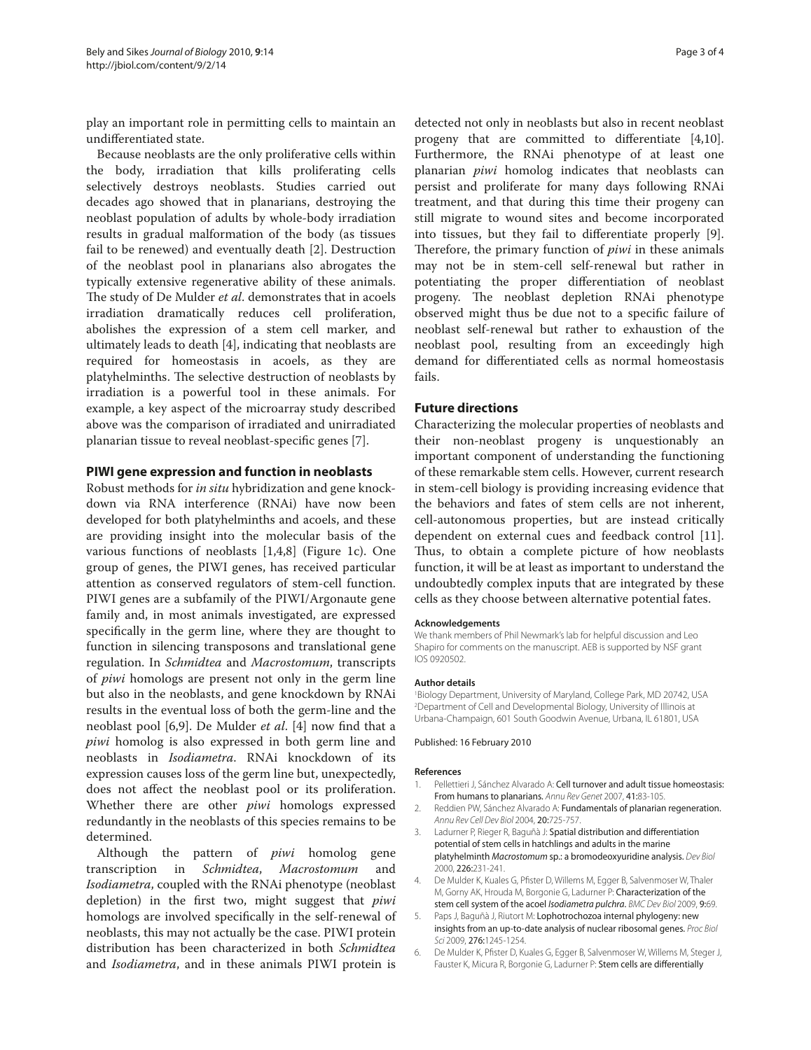play an important role in permitting cells to maintain an undifferentiated state.

Because neoblasts are the only proliferative cells within the body, irradiation that kills proliferating cells selectively destroys neoblasts. Studies carried out decades ago showed that in planarians, destroying the neoblast population of adults by whole-body irradiation results in gradual malformation of the body (as tissues fail to be renewed) and eventually death [2]. Destruction of the neoblast pool in planarians also abrogates the typically extensive regenerative ability of these animals. The study of De Mulder *et al*. demonstrates that in acoels irradiation dramatically reduces cell proliferation, abolishes the expression of a stem cell marker, and ultimately leads to death [4], indicating that neoblasts are required for homeostasis in acoels, as they are platyhelminths. The selective destruction of neoblasts by irradiation is a powerful tool in these animals. For example, a key aspect of the microarray study described above was the comparison of irradiated and unirradiated planarian tissue to reveal neoblast-specific genes [7].

## PIWI gene expression and function in neoblasts

Robust methods for *in situ* hybridization and gene knockdown via RNA interference (RNAi) have now been developed for both platyhelminths and acoels, and these are providing insight into the molecular basis of the various functions of neoblasts [1,4,8] (Figure 1c). One group of genes, the PIWI genes, has received particular attention as conserved regulators of stem-cell function. PIWI genes are a subfamily of the PIWI/Argonaute gene family and, in most animals investigated, are expressed specifically in the germ line, where they are thought to function in silencing transposons and translational gene regulation. In *Schmidtea* and *Macrostomum*, transcripts of *piwi* homologs are present not only in the germ line but also in the neoblasts, and gene knockdown by RNAi results in the eventual loss of both the germ-line and the neoblast pool [6,9]. De Mulder *et al*. [4] now find that a *piwi* homolog is also expressed in both germ line and neoblasts in *Isodiametra*. RNAi knockdown of its expression causes loss of the germ line but, unexpectedly, does not affect the neoblast pool or its proliferation. Whether there are other *piwi* homologs expressed redundantly in the neoblasts of this species remains to be determined.

Although the pattern of *piwi* homolog gene transcription in *Schmidtea*, *Macrostomum* and *Isodiametra*, coupled with the RNAi phenotype (neoblast depletion) in the first two, might suggest that *piwi* homologs are involved specifically in the self-renewal of neoblasts, this may not actually be the case. PIWI protein distribution has been characterized in both *Schmidtea* and *Isodiametra*, and in these animals PIWI protein is detected not only in neoblasts but also in recent neoblast progeny that are committed to differentiate [4,10]. Furthermore, the RNAi phenotype of at least one planarian *piwi* homolog indicates that neoblasts can persist and proliferate for many days following RNAi treatment, and that during this time their progeny can still migrate to wound sites and become incorporated into tissues, but they fail to differentiate properly [9]. Therefore, the primary function of *piwi* in these animals may not be in stem-cell self-renewal but rather in potentiating the proper differentiation of neoblast progeny. The neoblast depletion RNAi phenotype observed might thus be due not to a specific failure of neoblast self-renewal but rather to exhaustion of the neoblast pool, resulting from an exceedingly high demand for differentiated cells as normal homeostasis fails.

## Future directions

Characterizing the molecular properties of neoblasts and their non-neoblast progeny is unquestionably an important component of understanding the functioning of these remarkable stem cells. However, current research in stem-cell biology is providing increasing evidence that the behaviors and fates of stem cells are not inherent, cell-autonomous properties, but are instead critically dependent on external cues and feedback control [11]. Thus, to obtain a complete picture of how neoblasts function, it will be at least as important to understand the undoubtedly complex inputs that are integrated by these cells as they choose between alternative potential fates.

#### Acknowledgements

We thank members of Phil Newmark's lab for helpful discussion and Leo Shapiro for comments on the manuscript. AEB is supported by NSF grant IOS 0920502.

#### Author details

[1]Biology Department, University of Maryland, College Park, MD 20742, USA
[2]Department of Cell and Developmental Biology, University of Illinois at Urbana-Champaign, 601 South Goodwin Avenue, Urbana, IL 61801, USA

Published: 16 February 2010

#### References

1. Pellettieri J, Sánchez Alvarado A: **Cell turnover and adult tissue homeostasis: From humans to planarians.** *Annu Rev Genet* 2007, **41:**83-105.
2. Reddien PW, Sánchez Alvarado A: **Fundamentals of planarian regeneration.** *Annu Rev Cell Dev Biol* 2004, **20:**725-757.
3. Ladurner P, Rieger R, Baguñà J: **Spatial distribution and differentiation potential of stem cells in hatchlings and adults in the marine platyhelminth *Macrostomum* sp.: a bromodeoxyuridine analysis.** *Dev Biol* 2000, **226:**231-241.
4. De Mulder K, Kuales G, Pfister D, Willems M, Egger B, Salvenmoser W, Thaler M, Gorny AK, Hrouda M, Borgonie G, Ladurner P: **Characterization of the stem cell system of the acoel *Isodiametra pulchra*.** *BMC Dev Biol* 2009, **9:**69.
5. Paps J, Baguñà J, Riutort M: **Lophotrochozoa internal phylogeny: new insights from an up-to-date analysis of nuclear ribosomal genes.** *Proc Biol Sci* 2009, **276:**1245-1254.
6. De Mulder K, Pfister D, Kuales G, Egger B, Salvenmoser W, Willems M, Steger J, Fauster K, Micura R, Borgonie G, Ladurner P: **Stem cells are differentially**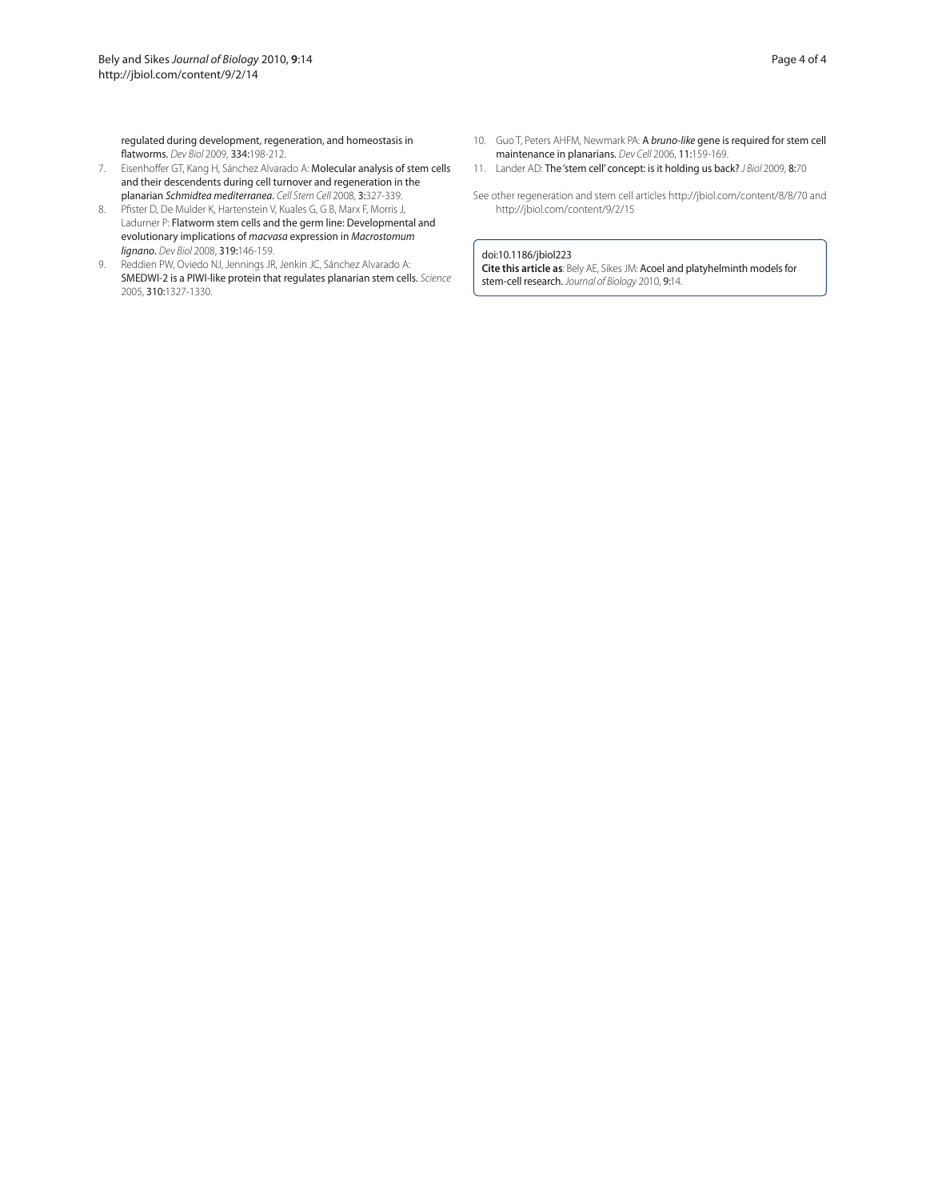regulated during development, regeneration, and homeostasis in flatworms. *Dev Biol* 2009, **334**:198-212.

7. Eisenhoffer GT, Kang H, Sánchez Alvarado A: **Molecular analysis of stem cells and their descendents during cell turnover and regeneration in the planarian *Schmidtea mediterranea*.** *Cell Stem Cell* 2008, **3**:327-339.
8. Pfister D, De Mulder K, Hartenstein V, Kuales G, G B, Marx F, Morris J, Ladurner P: **Flatworm stem cells and the germ line: Developmental and evolutionary implications of *macvasa* expression in *Macrostomum lignano*.** *Dev Biol* 2008, **319**:146-159.
9. Reddien PW, Oviedo NJ, Jennings JR, Jenkin JC, Sánchez Alvarado A: **SMEDWI-2 is a PIWI-like protein that regulates planarian stem cells.** *Science* 2005, **310**:1327-1330.
10. Guo T, Peters AHFM, Newmark PA: **A *bruno-like* gene is required for stem cell maintenance in planarians.** *Dev Cell* 2006, **11**:159-169.
11. Lander AD: **The 'stem cell' concept: is it holding us back?** *J Biol* 2009, **8**:70

See other regeneration and stem cell articles http://jbiol.com/content/8/8/70 and http://jbiol.com/content/9/2/15

doi:10.1186/jbiol223
**Cite this article as**: Bely AE, Sikes JM: Acoel and platyhelminth models for stem-cell research. *Journal of Biology* 2010, **9**:14.